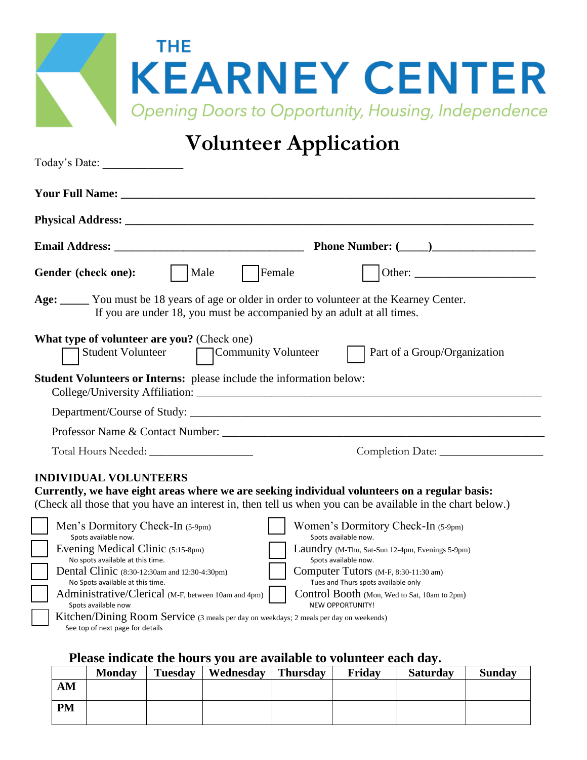# THE KEARNEY CENTER

*Opening Doors to Opportunity, Housing, Independence*

## Volunteer Application

Today's Date: ______________

**Your Full Name:** ____________________________________________________________________

**Physical Address:** __________________________________________________________________

**Email Address:** _________________________________ **Phone Number: (____)**________________

**Gender (check one):** ☐ Male ☐ Female ☐ Other: ____________________

**Age:** _____ You must be 18 years of age or older in order to volunteer at the Kearney Center. If you are under 18, you must be accompanied by an adult at all times.

**What type of volunteer are you?** (Check one)

☐ Student Volunteer ☐ Community Volunteer ☐ Part of a Group/Organization

**Student Volunteers or Interns:** please include the information below:

College/University Affiliation: ________________________________________________________

Department/Course of Study: __________________________________________________________

Professor Name & Contact Number: ____________________________________________________

Total Hours Needed: __________________ Completion Date: __________________

**INDIVIDUAL VOLUNTEERS**

**Currently, we have eight areas where we are seeking individual volunteers on a regular basis:**
(Check all those that you have an interest in, then tell us when you can be available in the chart below.)

- ☐ Men's Dormitory Check-In (5-9pm)
  Spots available now.
- ☐ Women's Dormitory Check-In (5-9pm)
  Spots available now.
- ☐ Evening Medical Clinic (5:15-8pm)
  No spots available at this time.
- ☐ Laundry (M-Thu, Sat-Sun 12-4pm, Evenings 5-9pm)
  Spots available now.
- ☐ Dental Clinic (8:30-12:30am and 12:30-4:30pm)
  No Spots available at this time.
- ☐ Computer Tutors (M-F, 8:30-11:30 am)
  Tues and Thurs spots available only
- ☐ Administrative/Clerical (M-F, between 10am and 4pm)
  Spots available now
- ☐ Control Booth (Mon, Wed to Sat, 10am to 2pm)
  NEW OPPORTUNITY!
- ☐ Kitchen/Dining Room Service (3 meals per day on weekdays; 2 meals per day on weekends)
  See top of next page for details

### Please indicate the hours you are available to volunteer each day.

| | Monday | Tuesday | Wednesday | Thursday | Friday | Saturday | Sunday |
|---|---|---|---|---|---|---|---|
| **AM** | | | | | | | |
| **PM** | | | | | | | |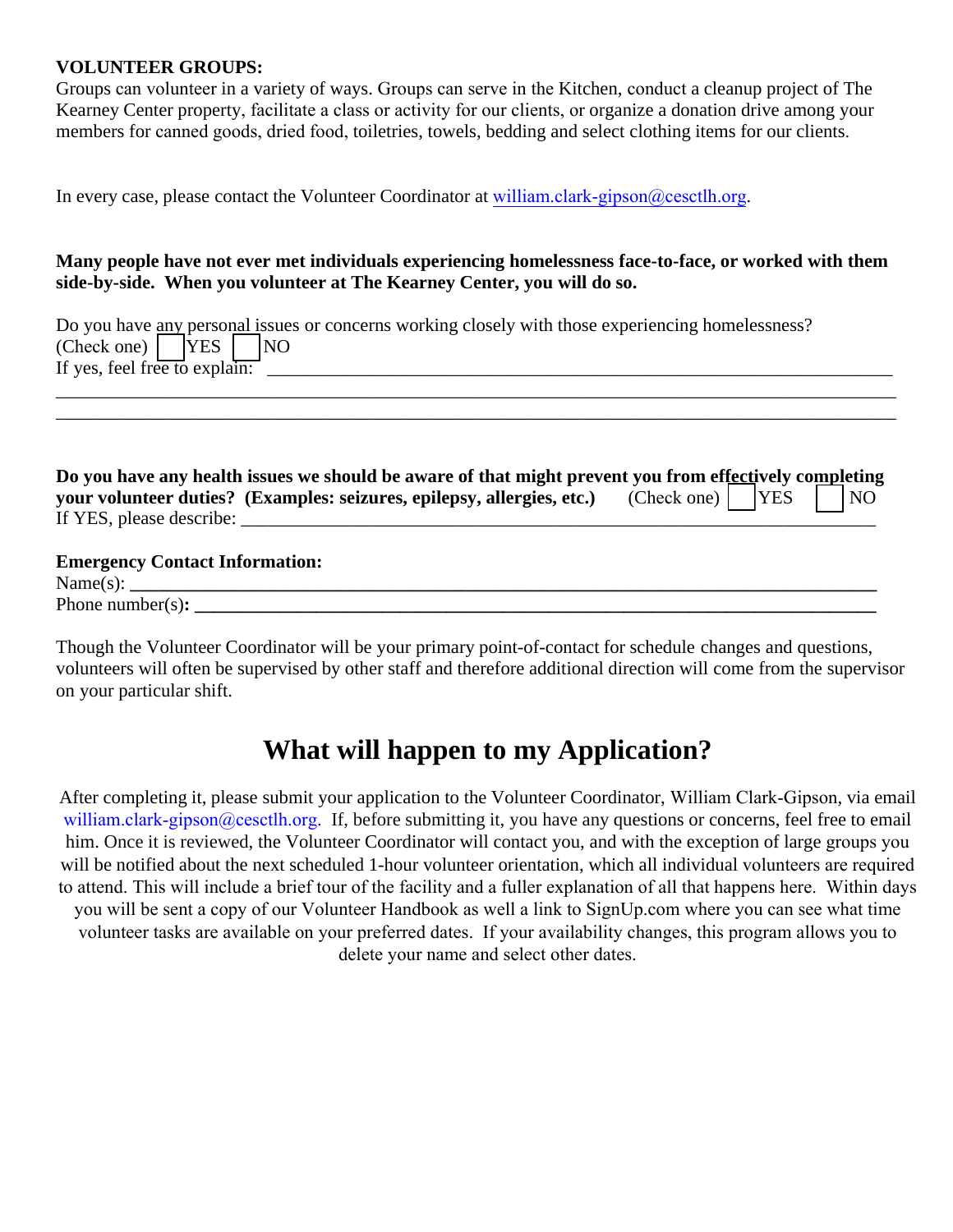**VOLUNTEER GROUPS:**
Groups can volunteer in a variety of ways. Groups can serve in the Kitchen, conduct a cleanup project of The Kearney Center property, facilitate a class or activity for our clients, or organize a donation drive among your members for canned goods, dried food, toiletries, towels, bedding and select clothing items for our clients.

In every case, please contact the Volunteer Coordinator at william.clark-gipson@cesctlh.org.

**Many people have not ever met individuals experiencing homelessness face-to-face, or worked with them side-by-side. When you volunteer at The Kearney Center, you will do so.**

Do you have any personal issues or concerns working closely with those experiencing homelessness?
(Check one) ☐ YES ☐ NO
If yes, feel free to explain: ___________________________________________________________________
_______________________________________________________________________________________
_______________________________________________________________________________________

**Do you have any health issues we should be aware of that might prevent you from effectively completing your volunteer duties? (Examples: seizures, epilepsy, allergies, etc.)** (Check one) ☐ YES ☐ NO
If YES, please describe: _________________________________________________________________

**Emergency Contact Information:**
Name(s): **_______________________________________________________________________**
Phone number(s)**: _________________________________________________________________**

Though the Volunteer Coordinator will be your primary point-of-contact for schedule changes and questions, volunteers will often be supervised by other staff and therefore additional direction will come from the supervisor on your particular shift.

# What will happen to my Application?

After completing it, please submit your application to the Volunteer Coordinator, William Clark-Gipson, via email william.clark-gipson@cesctlh.org. If, before submitting it, you have any questions or concerns, feel free to email him. Once it is reviewed, the Volunteer Coordinator will contact you, and with the exception of large groups you will be notified about the next scheduled 1-hour volunteer orientation, which all individual volunteers are required to attend. This will include a brief tour of the facility and a fuller explanation of all that happens here. Within days you will be sent a copy of our Volunteer Handbook as well a link to SignUp.com where you can see what time volunteer tasks are available on your preferred dates. If your availability changes, this program allows you to delete your name and select other dates.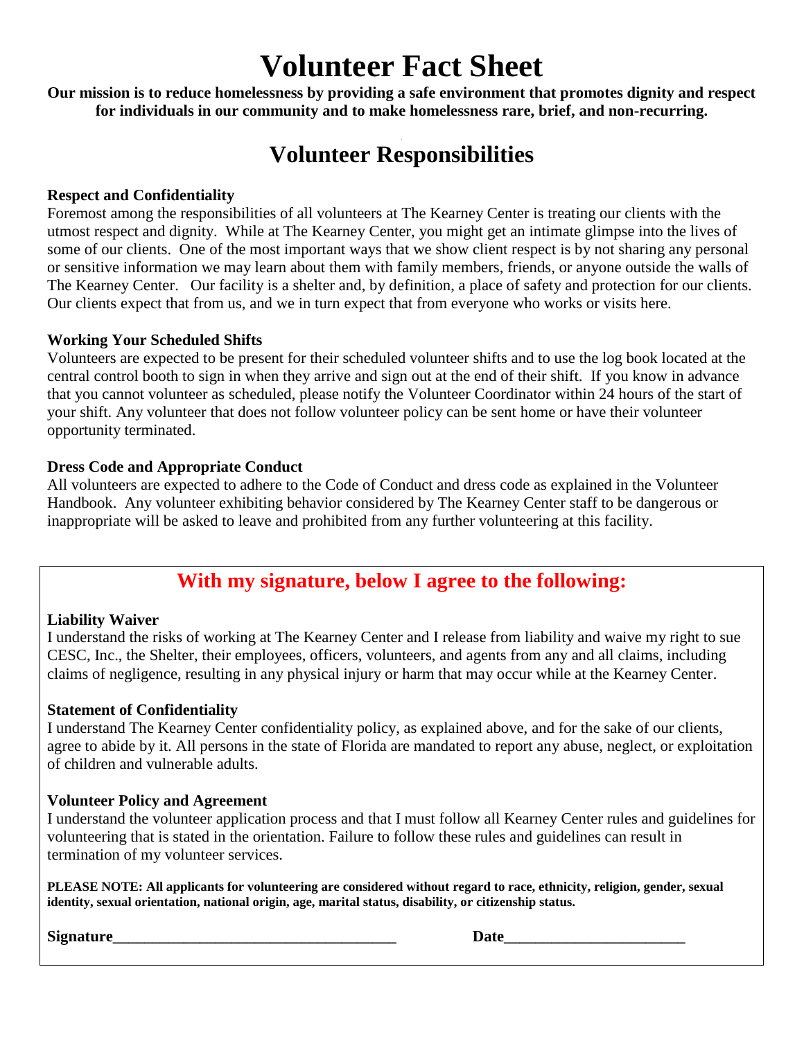# Volunteer Fact Sheet

**Our mission is to reduce homelessness by providing a safe environment that promotes dignity and respect for individuals in our community and to make homelessness rare, brief, and non-recurring.**

## Volunteer Responsibilities

**Respect and Confidentiality**

Foremost among the responsibilities of all volunteers at The Kearney Center is treating our clients with the utmost respect and dignity. While at The Kearney Center, you might get an intimate glimpse into the lives of some of our clients. One of the most important ways that we show client respect is by not sharing any personal or sensitive information we may learn about them with family members, friends, or anyone outside the walls of The Kearney Center. Our facility is a shelter and, by definition, a place of safety and protection for our clients. Our clients expect that from us, and we in turn expect that from everyone who works or visits here.

**Working Your Scheduled Shifts**

Volunteers are expected to be present for their scheduled volunteer shifts and to use the log book located at the central control booth to sign in when they arrive and sign out at the end of their shift. If you know in advance that you cannot volunteer as scheduled, please notify the Volunteer Coordinator within 24 hours of the start of your shift. Any volunteer that does not follow volunteer policy can be sent home or have their volunteer opportunity terminated.

**Dress Code and Appropriate Conduct**

All volunteers are expected to adhere to the Code of Conduct and dress code as explained in the Volunteer Handbook. Any volunteer exhibiting behavior considered by The Kearney Center staff to be dangerous or inappropriate will be asked to leave and prohibited from any further volunteering at this facility.

## With my signature, below I agree to the following:

**Liability Waiver**

I understand the risks of working at The Kearney Center and I release from liability and waive my right to sue CESC, Inc., the Shelter, their employees, officers, volunteers, and agents from any and all claims, including claims of negligence, resulting in any physical injury or harm that may occur while at the Kearney Center.

**Statement of Confidentiality**

I understand The Kearney Center confidentiality policy, as explained above, and for the sake of our clients, agree to abide by it. All persons in the state of Florida are mandated to report any abuse, neglect, or exploitation of children and vulnerable adults.

**Volunteer Policy and Agreement**

I understand the volunteer application process and that I must follow all Kearney Center rules and guidelines for volunteering that is stated in the orientation. Failure to follow these rules and guidelines can result in termination of my volunteer services.

**PLEASE NOTE: All applicants for volunteering are considered without regard to race, ethnicity, religion, gender, sexual identity, sexual orientation, national origin, age, marital status, disability, or citizenship status.**

**Signature**____________________________________ **Date**______________________